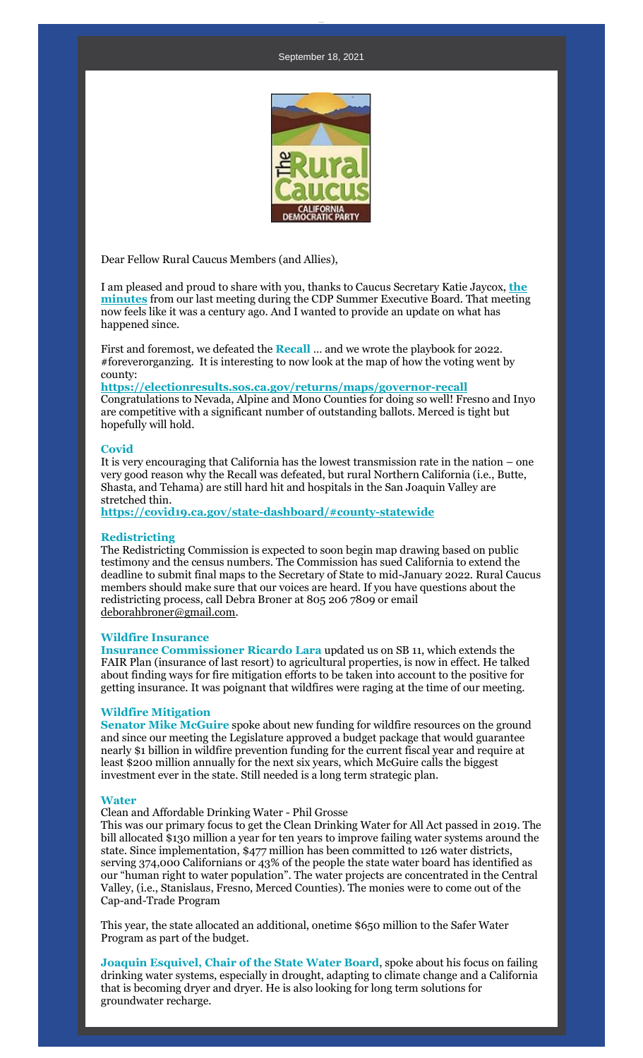September 18, 2021

Dear Fellow Rural Caucus Members (and Allies),

I am pleased and proud to share with you, thanks to Caucus Secretary Katie Jaycox, **the minutes** from our last meeting during the CDP Summer Executive Board. That meeting now feels like it was a century ago. And I wanted to provide an update on what has happened since.

First and foremost, we defeated the **Recall** … and we wrote the playbook for 2022. #foreverorganzing. It is interesting to now look at the map of how the voting went by county:

**https://electionresults.sos.ca.gov/returns/maps/governor-recall**

Congratulations to Nevada, Alpine and Mono Counties for doing so well! Fresno and Inyo are competitive with a significant number of outstanding ballots. Merced is tight but hopefully will hold.

### Covid

It is very encouraging that California has the lowest transmission rate in the nation – one very good reason why the Recall was defeated, but rural Northern California (i.e., Butte, Shasta, and Tehama) are still hard hit and hospitals in the San Joaquin Valley are stretched thin.

**https://covid19.ca.gov/state-dashboard/#county-statewide**

### Redistricting

The Redistricting Commission is expected to soon begin map drawing based on public testimony and the census numbers. The Commission has sued California to extend the deadline to submit final maps to the Secretary of State to mid-January 2022. Rural Caucus members should make sure that our voices are heard. If you have questions about the redistricting process, call Debra Broner at 805 206 7809 or email deborahbroner@gmail.com.

### Wildfire Insurance

**Insurance Commissioner Ricardo Lara** updated us on SB 11, which extends the FAIR Plan (insurance of last resort) to agricultural properties, is now in effect. He talked about finding ways for fire mitigation efforts to be taken into account to the positive for getting insurance. It was poignant that wildfires were raging at the time of our meeting.

### Wildfire Mitigation

**Senator Mike McGuire** spoke about new funding for wildfire resources on the ground and since our meeting the Legislature approved a budget package that would guarantee nearly $1 billion in wildfire prevention funding for the current fiscal year and require at least $200 million annually for the next six years, which McGuire calls the biggest investment ever in the state. Still needed is a long term strategic plan.

### Water

Clean and Affordable Drinking Water - Phil Grosse

This was our primary focus to get the Clean Drinking Water for All Act passed in 2019. The bill allocated $130 million a year for ten years to improve failing water systems around the state. Since implementation, $477 million has been committed to 126 water districts, serving 374,000 Californians or 43% of the people the state water board has identified as our "human right to water population". The water projects are concentrated in the Central Valley, (i.e., Stanislaus, Fresno, Merced Counties). The monies were to come out of the Cap-and-Trade Program

This year, the state allocated an additional, onetime $650 million to the Safer Water Program as part of the budget.

**Joaquin Esquivel, Chair of the State Water Board**, spoke about his focus on failing drinking water systems, especially in drought, adapting to climate change and a California that is becoming dryer and dryer. He is also looking for long term solutions for groundwater recharge.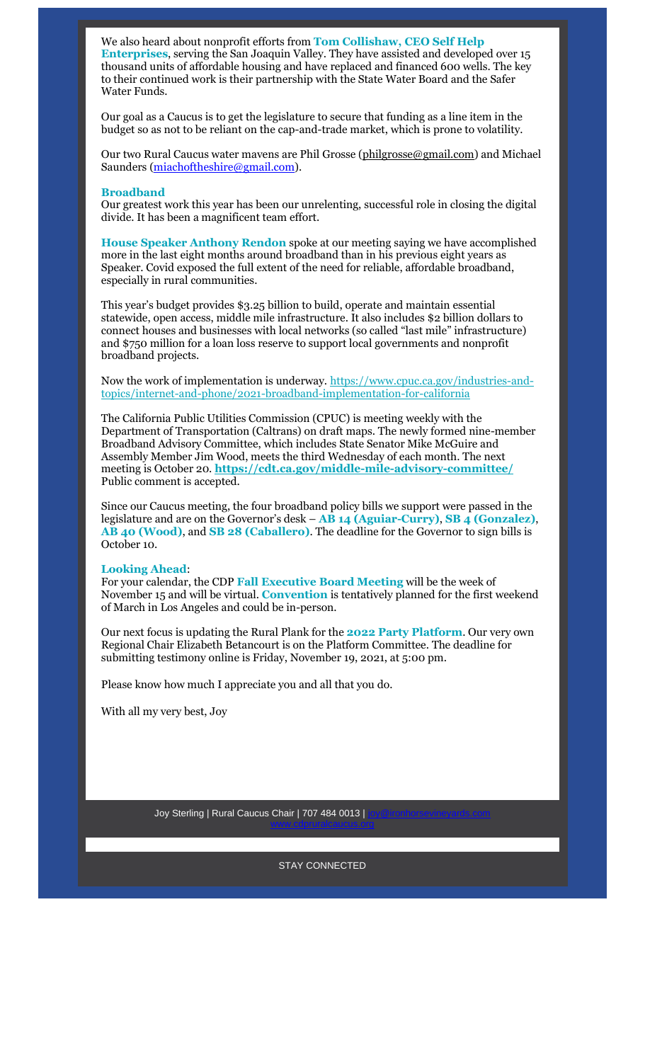We also heard about nonprofit efforts from **Tom Collishaw, CEO Self Help Enterprises**, serving the San Joaquin Valley. They have assisted and developed over 15 thousand units of affordable housing and have replaced and financed 600 wells. The key to their continued work is their partnership with the State Water Board and the Safer Water Funds.

Our goal as a Caucus is to get the legislature to secure that funding as a line item in the budget so as not to be reliant on the cap-and-trade market, which is prone to volatility.

Our two Rural Caucus water mavens are Phil Grosse (philgrosse@gmail.com) and Michael Saunders (miachoftheshire@gmail.com).

**Broadband**

Our greatest work this year has been our unrelenting, successful role in closing the digital divide. It has been a magnificent team effort.

**House Speaker Anthony Rendon** spoke at our meeting saying we have accomplished more in the last eight months around broadband than in his previous eight years as Speaker. Covid exposed the full extent of the need for reliable, affordable broadband, especially in rural communities.

This year's budget provides $3.25 billion to build, operate and maintain essential statewide, open access, middle mile infrastructure. It also includes $2 billion dollars to connect houses and businesses with local networks (so called "last mile" infrastructure) and $750 million for a loan loss reserve to support local governments and nonprofit broadband projects.

Now the work of implementation is underway. https://www.cpuc.ca.gov/industries-and-topics/internet-and-phone/2021-broadband-implementation-for-california

The California Public Utilities Commission (CPUC) is meeting weekly with the Department of Transportation (Caltrans) on draft maps. The newly formed nine-member Broadband Advisory Committee, which includes State Senator Mike McGuire and Assembly Member Jim Wood, meets the third Wednesday of each month. The next meeting is October 20. **https://cdt.ca.gov/middle-mile-advisory-committee/** Public comment is accepted.

Since our Caucus meeting, the four broadband policy bills we support were passed in the legislature and are on the Governor's desk – **AB 14 (Aguiar-Curry)**, **SB 4 (Gonzalez)**, **AB 40 (Wood)**, and **SB 28 (Caballero)**. The deadline for the Governor to sign bills is October 10.

**Looking Ahead**:

For your calendar, the CDP **Fall Executive Board Meeting** will be the week of November 15 and will be virtual. **Convention** is tentatively planned for the first weekend of March in Los Angeles and could be in-person.

Our next focus is updating the Rural Plank for the **2022 Party Platform**. Our very own Regional Chair Elizabeth Betancourt is on the Platform Committee. The deadline for submitting testimony online is Friday, November 19, 2021, at 5:00 pm.

Please know how much I appreciate you and all that you do.

With all my very best, Joy

Joy Sterling | Rural Caucus Chair | 707 484 0013 | joy@ironhorsevineyards.com
www.cdpruralcaucus.org

STAY CONNECTED